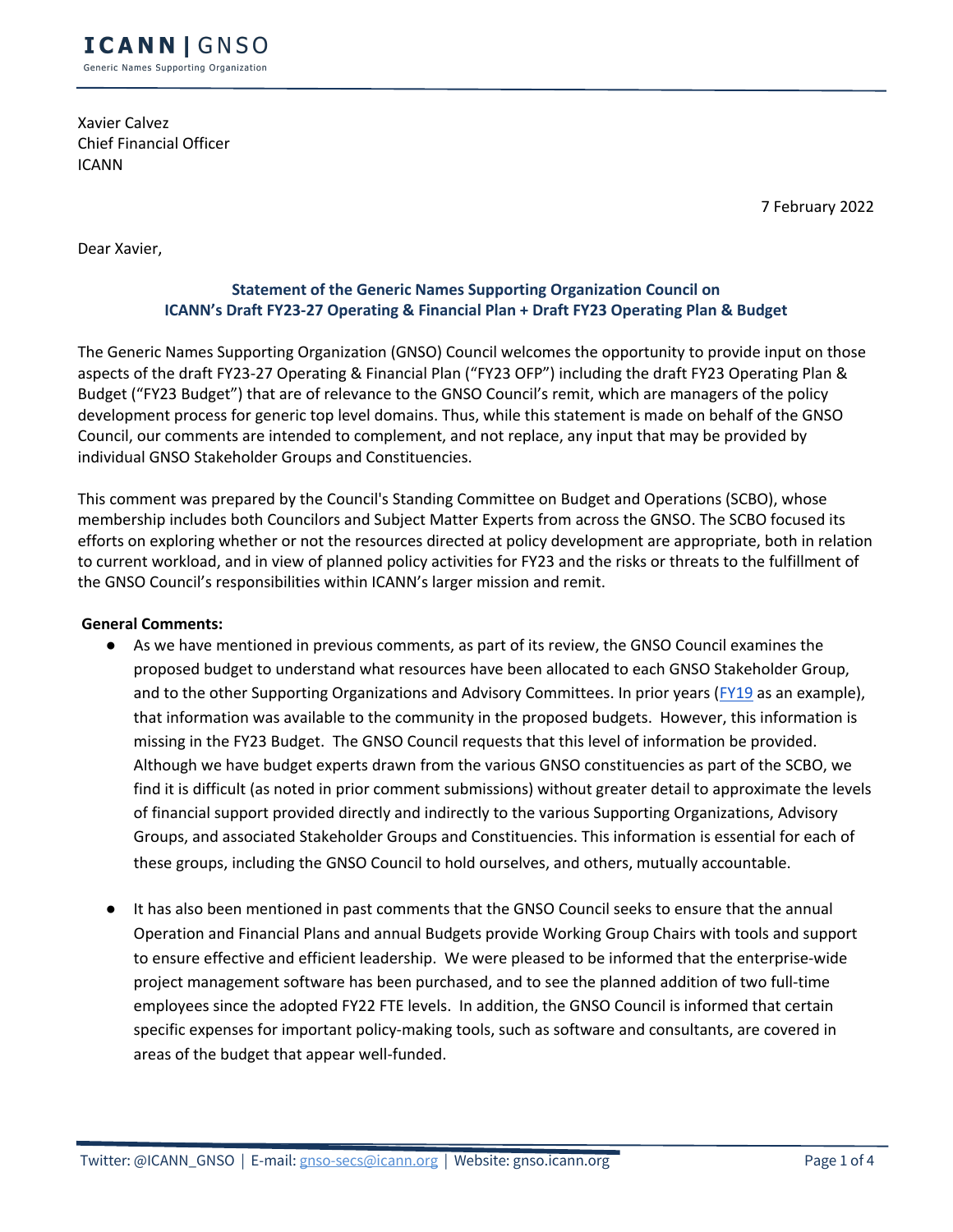Xavier Calvez
Chief Financial Officer
ICANN

7 February 2022

Dear Xavier,

**Statement of the Generic Names Supporting Organization Council on ICANN's Draft FY23-27 Operating & Financial Plan + Draft FY23 Operating Plan & Budget**

The Generic Names Supporting Organization (GNSO) Council welcomes the opportunity to provide input on those aspects of the draft FY23-27 Operating & Financial Plan ("FY23 OFP") including the draft FY23 Operating Plan & Budget ("FY23 Budget") that are of relevance to the GNSO Council's remit, which are managers of the policy development process for generic top level domains. Thus, while this statement is made on behalf of the GNSO Council, our comments are intended to complement, and not replace, any input that may be provided by individual GNSO Stakeholder Groups and Constituencies.

This comment was prepared by the Council's Standing Committee on Budget and Operations (SCBO), whose membership includes both Councilors and Subject Matter Experts from across the GNSO. The SCBO focused its efforts on exploring whether or not the resources directed at policy development are appropriate, both in relation to current workload, and in view of planned policy activities for FY23 and the risks or threats to the fulfillment of the GNSO Council's responsibilities within ICANN's larger mission and remit.

**General Comments:**

- As we have mentioned in previous comments, as part of its review, the GNSO Council examines the proposed budget to understand what resources have been allocated to each GNSO Stakeholder Group, and to the other Supporting Organizations and Advisory Committees. In prior years (FY19 as an example), that information was available to the community in the proposed budgets. However, this information is missing in the FY23 Budget. The GNSO Council requests that this level of information be provided. Although we have budget experts drawn from the various GNSO constituencies as part of the SCBO, we find it is difficult (as noted in prior comment submissions) without greater detail to approximate the levels of financial support provided directly and indirectly to the various Supporting Organizations, Advisory Groups, and associated Stakeholder Groups and Constituencies. This information is essential for each of these groups, including the GNSO Council to hold ourselves, and others, mutually accountable.

- It has also been mentioned in past comments that the GNSO Council seeks to ensure that the annual Operation and Financial Plans and annual Budgets provide Working Group Chairs with tools and support to ensure effective and efficient leadership. We were pleased to be informed that the enterprise-wide project management software has been purchased, and to see the planned addition of two full-time employees since the adopted FY22 FTE levels. In addition, the GNSO Council is informed that certain specific expenses for important policy-making tools, such as software and consultants, are covered in areas of the budget that appear well-funded.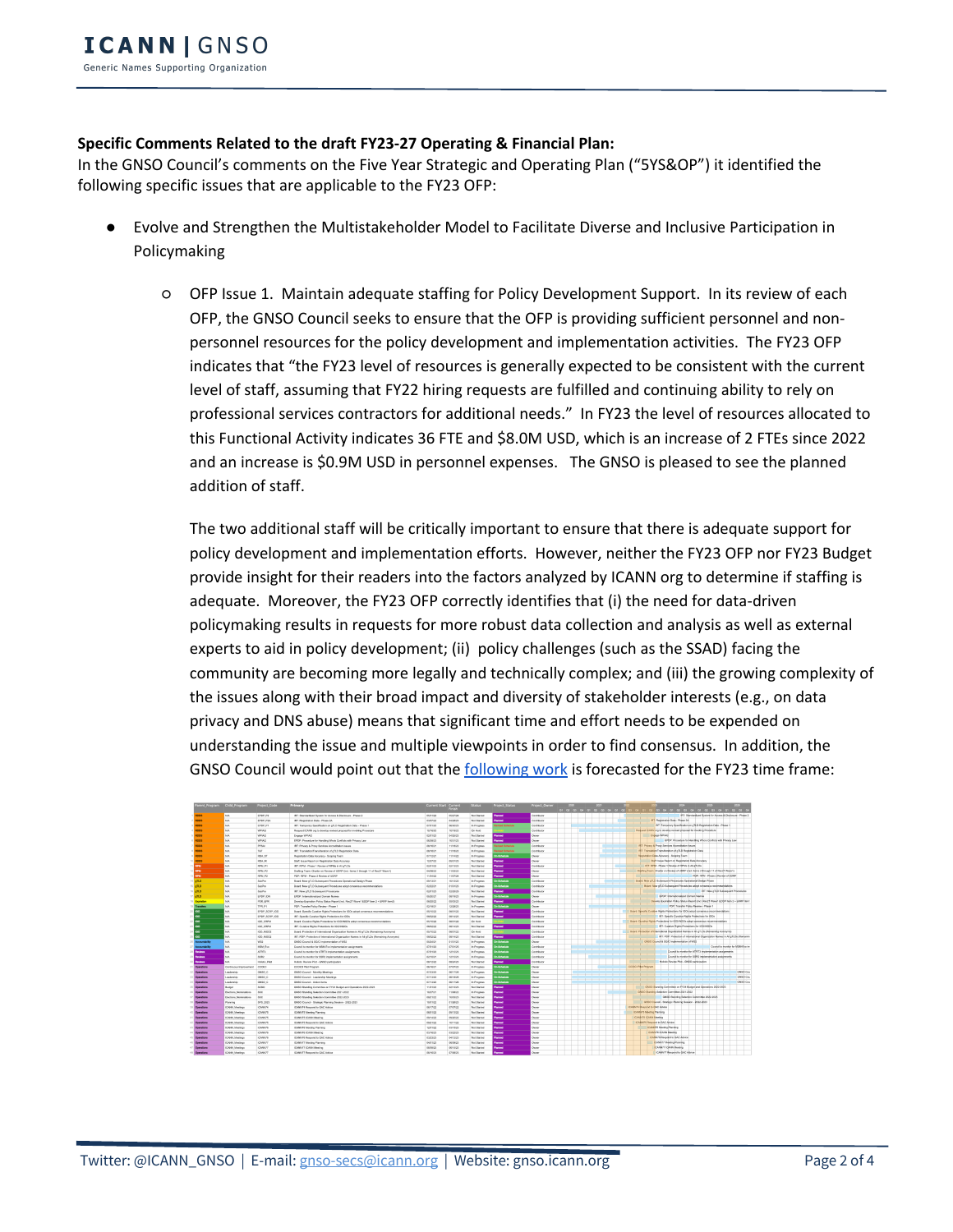**Specific Comments Related to the draft FY23-27 Operating & Financial Plan:**
In the GNSO Council's comments on the Five Year Strategic and Operating Plan ("5YS&OP") it identified the following specific issues that are applicable to the FY23 OFP:

- Evolve and Strengthen the Multistakeholder Model to Facilitate Diverse and Inclusive Participation in Policymaking
    - OFP Issue 1. Maintain adequate staffing for Policy Development Support. In its review of each OFP, the GNSO Council seeks to ensure that the OFP is providing sufficient personnel and non-personnel resources for the policy development and implementation activities. The FY23 OFP indicates that "the FY23 level of resources is generally expected to be consistent with the current level of staff, assuming that FY22 hiring requests are fulfilled and continuing ability to rely on professional services contractors for additional needs." In FY23 the level of resources allocated to this Functional Activity indicates 36 FTE and $8.0M USD, which is an increase of 2 FTEs since 2022 and an increase is $0.9M USD in personnel expenses. The GNSO is pleased to see the planned addition of staff.

      The two additional staff will be critically important to ensure that there is adequate support for policy development and implementation efforts. However, neither the FY23 OFP nor FY23 Budget provide insight for their readers into the factors analyzed by ICANN org to determine if staffing is adequate. Moreover, the FY23 OFP correctly identifies that (i) the need for data-driven policymaking results in requests for more robust data collection and analysis as well as external experts to aid in policy development; (ii) policy challenges (such as the SSAD) facing the community are becoming more legally and technically complex; and (iii) the growing complexity of the issues along with their broad impact and diversity of stakeholder interests (e.g., on data privacy and DNS abuse) means that significant time and effort needs to be expended on understanding the issue and multiple viewpoints in order to find consensus. In addition, the GNSO Council would point out that the following work is forecasted for the FY23 time frame: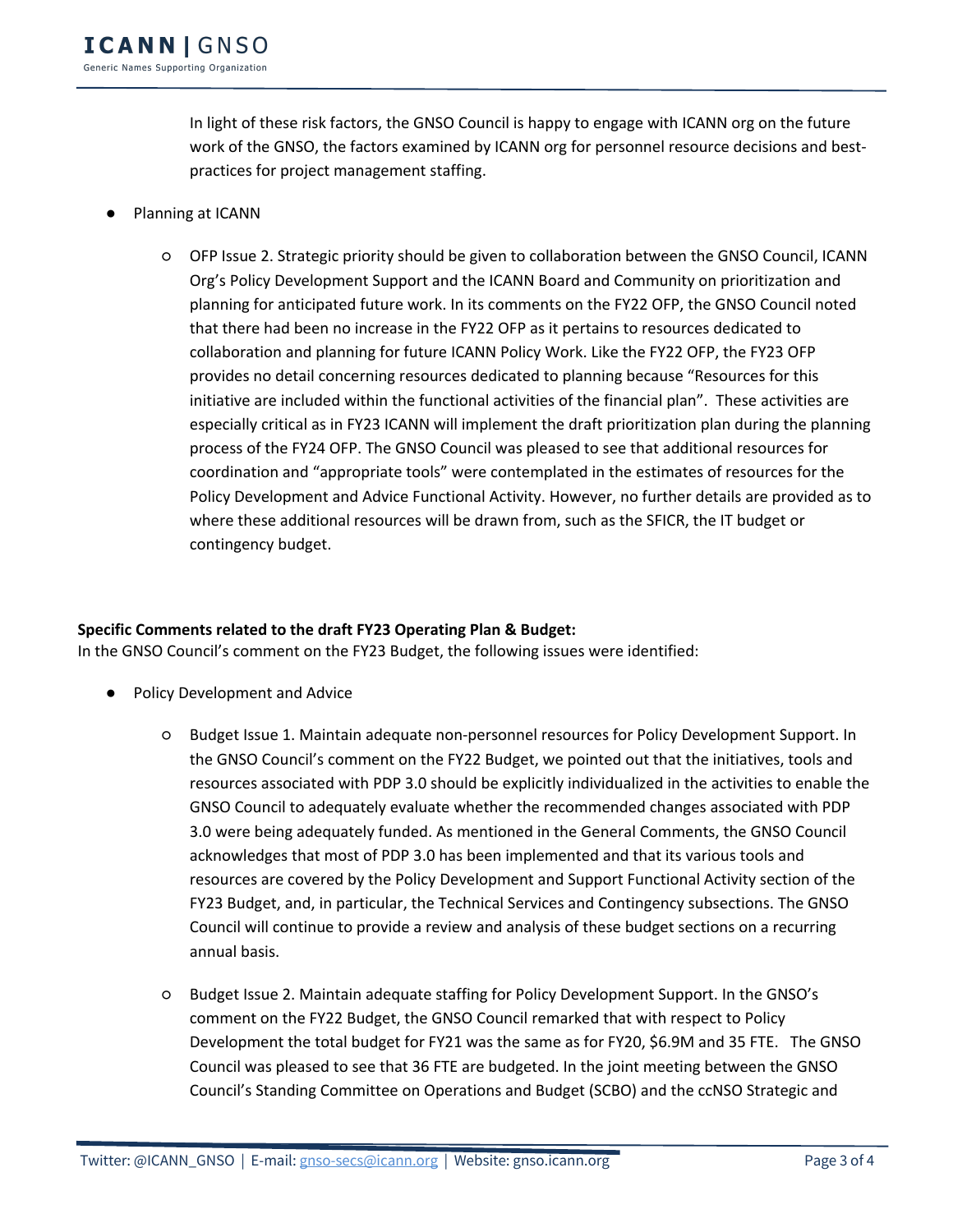In light of these risk factors, the GNSO Council is happy to engage with ICANN org on the future work of the GNSO, the factors examined by ICANN org for personnel resource decisions and best-practices for project management staffing.

- Planning at ICANN
  - OFP Issue 2. Strategic priority should be given to collaboration between the GNSO Council, ICANN Org's Policy Development Support and the ICANN Board and Community on prioritization and planning for anticipated future work. In its comments on the FY22 OFP, the GNSO Council noted that there had been no increase in the FY22 OFP as it pertains to resources dedicated to collaboration and planning for future ICANN Policy Work. Like the FY22 OFP, the FY23 OFP provides no detail concerning resources dedicated to planning because "Resources for this initiative are included within the functional activities of the financial plan". These activities are especially critical as in FY23 ICANN will implement the draft prioritization plan during the planning process of the FY24 OFP. The GNSO Council was pleased to see that additional resources for coordination and "appropriate tools" were contemplated in the estimates of resources for the Policy Development and Advice Functional Activity. However, no further details are provided as to where these additional resources will be drawn from, such as the SFICR, the IT budget or contingency budget.

**Specific Comments related to the draft FY23 Operating Plan & Budget:**

In the GNSO Council's comment on the FY23 Budget, the following issues were identified:

- Policy Development and Advice
  - Budget Issue 1. Maintain adequate non-personnel resources for Policy Development Support. In the GNSO Council's comment on the FY22 Budget, we pointed out that the initiatives, tools and resources associated with PDP 3.0 should be explicitly individualized in the activities to enable the GNSO Council to adequately evaluate whether the recommended changes associated with PDP 3.0 were being adequately funded. As mentioned in the General Comments, the GNSO Council acknowledges that most of PDP 3.0 has been implemented and that its various tools and resources are covered by the Policy Development and Support Functional Activity section of the FY23 Budget, and, in particular, the Technical Services and Contingency subsections. The GNSO Council will continue to provide a review and analysis of these budget sections on a recurring annual basis.
  - Budget Issue 2. Maintain adequate staffing for Policy Development Support. In the GNSO's comment on the FY22 Budget, the GNSO Council remarked that with respect to Policy Development the total budget for FY21 was the same as for FY20, \$6.9M and 35 FTE. The GNSO Council was pleased to see that 36 FTE are budgeted. In the joint meeting between the GNSO Council's Standing Committee on Operations and Budget (SCBO) and the ccNSO Strategic and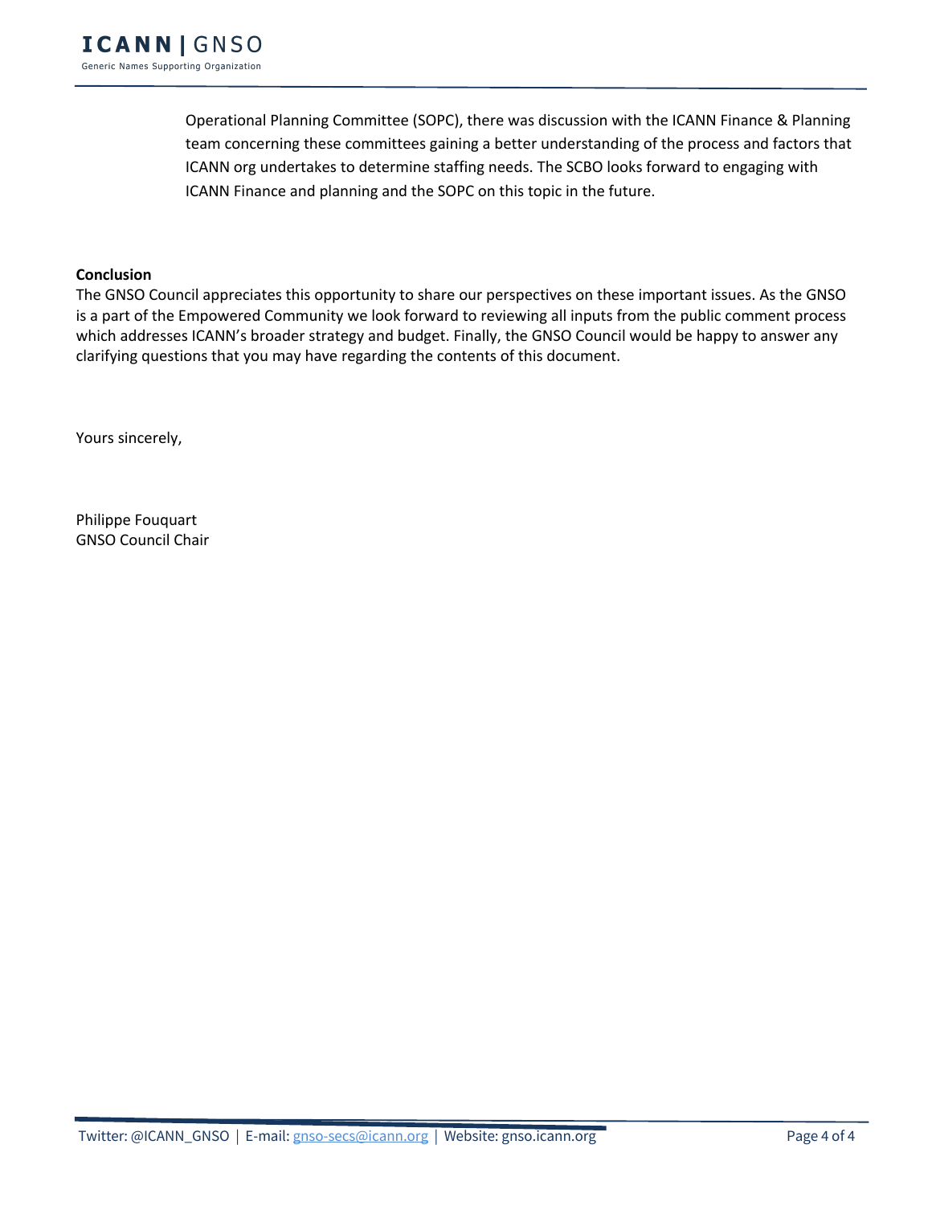Operational Planning Committee (SOPC), there was discussion with the ICANN Finance & Planning team concerning these committees gaining a better understanding of the process and factors that ICANN org undertakes to determine staffing needs. The SCBO looks forward to engaging with ICANN Finance and planning and the SOPC on this topic in the future.

**Conclusion**

The GNSO Council appreciates this opportunity to share our perspectives on these important issues. As the GNSO is a part of the Empowered Community we look forward to reviewing all inputs from the public comment process which addresses ICANN's broader strategy and budget. Finally, the GNSO Council would be happy to answer any clarifying questions that you may have regarding the contents of this document.

Yours sincerely,

Philippe Fouquart
GNSO Council Chair